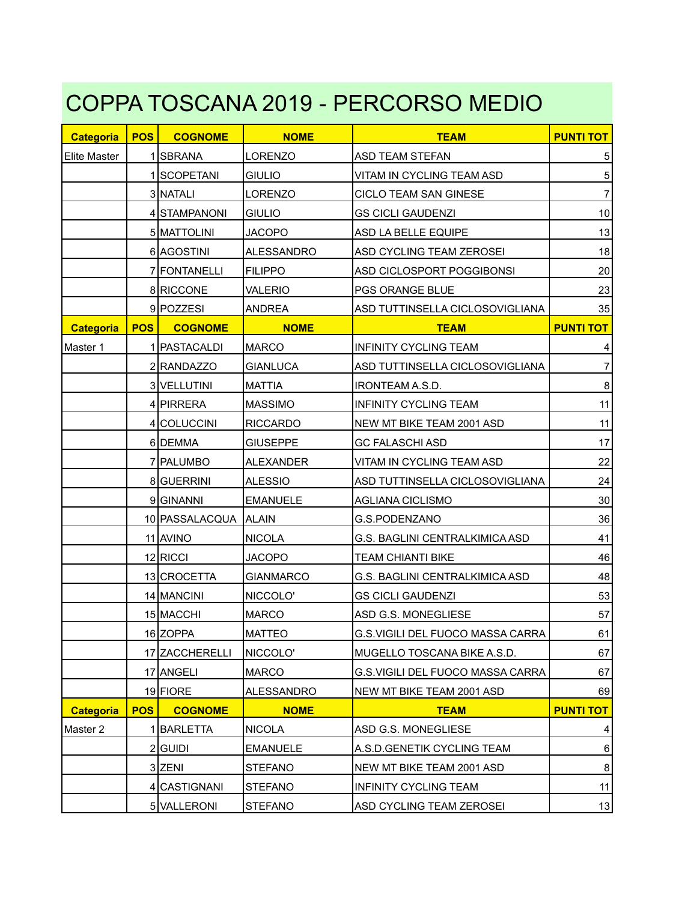# COPPA TOSCANA 2019 - PERCORSO MEDIO

| Categoria | POS | COGNOME | NOME | TEAM | PUNTI TOT |
|---|---|---|---|---|---|
| Elite Master | 1 | SBRANA | LORENZO | ASD TEAM STEFAN | 5 |
| | 1 | SCOPETANI | GIULIO | VITAM IN CYCLING TEAM ASD | 5 |
| | 3 | NATALI | LORENZO | CICLO TEAM SAN GINESE | 7 |
| | 4 | STAMPANONI | GIULIO | GS CICLI GAUDENZI | 10 |
| | 5 | MATTOLINI | JACOPO | ASD LA BELLE EQUIPE | 13 |
| | 6 | AGOSTINI | ALESSANDRO | ASD CYCLING TEAM ZEROSEI | 18 |
| | 7 | FONTANELLI | FILIPPO | ASD CICLOSPORT POGGIBONSI | 20 |
| | 8 | RICCONE | VALERIO | PGS ORANGE BLUE | 23 |
| | 9 | POZZESI | ANDREA | ASD TUTTINSELLA CICLOSOVIGLIANA | 35 |
| **Categoria** | **POS** | **COGNOME** | **NOME** | **TEAM** | **PUNTI TOT** |
| Master 1 | 1 | PASTACALDI | MARCO | INFINITY CYCLING TEAM | 4 |
| | 2 | RANDAZZO | GIANLUCA | ASD TUTTINSELLA CICLOSOVIGLIANA | 7 |
| | 3 | VELLUTINI | MATTIA | IRONTEAM A.S.D. | 8 |
| | 4 | PIRRERA | MASSIMO | INFINITY CYCLING TEAM | 11 |
| | 4 | COLUCCINI | RICCARDO | NEW MT BIKE TEAM 2001 ASD | 11 |
| | 6 | DEMMA | GIUSEPPE | GC FALASCHI ASD | 17 |
| | 7 | PALUMBO | ALEXANDER | VITAM IN CYCLING TEAM ASD | 22 |
| | 8 | GUERRINI | ALESSIO | ASD TUTTINSELLA CICLOSOVIGLIANA | 24 |
| | 9 | GINANNI | EMANUELE | AGLIANA CICLISMO | 30 |
| | 10 | PASSALACQUA | ALAIN | G.S.PODENZANO | 36 |
| | 11 | AVINO | NICOLA | G.S. BAGLINI CENTRALKIMICA ASD | 41 |
| | 12 | RICCI | JACOPO | TEAM CHIANTI BIKE | 46 |
| | 13 | CROCETTA | GIANMARCO | G.S. BAGLINI CENTRALKIMICA ASD | 48 |
| | 14 | MANCINI | NICCOLO' | GS CICLI GAUDENZI | 53 |
| | 15 | MACCHI | MARCO | ASD G.S. MONEGLIESE | 57 |
| | 16 | ZOPPA | MATTEO | G.S.VIGILI DEL FUOCO MASSA CARRA | 61 |
| | 17 | ZACCHERELLI | NICCOLO' | MUGELLO TOSCANA BIKE A.S.D. | 67 |
| | 17 | ANGELI | MARCO | G.S.VIGILI DEL FUOCO MASSA CARRA | 67 |
| | 19 | FIORE | ALESSANDRO | NEW MT BIKE TEAM 2001 ASD | 69 |
| **Categoria** | **POS** | **COGNOME** | **NOME** | **TEAM** | **PUNTI TOT** |
| Master 2 | 1 | BARLETTA | NICOLA | ASD G.S. MONEGLIESE | 4 |
| | 2 | GUIDI | EMANUELE | A.S.D.GENETIK CYCLING TEAM | 6 |
| | 3 | ZENI | STEFANO | NEW MT BIKE TEAM 2001 ASD | 8 |
| | 4 | CASTIGNANI | STEFANO | INFINITY CYCLING TEAM | 11 |
| | 5 | VALLERONI | STEFANO | ASD CYCLING TEAM ZEROSEI | 13 |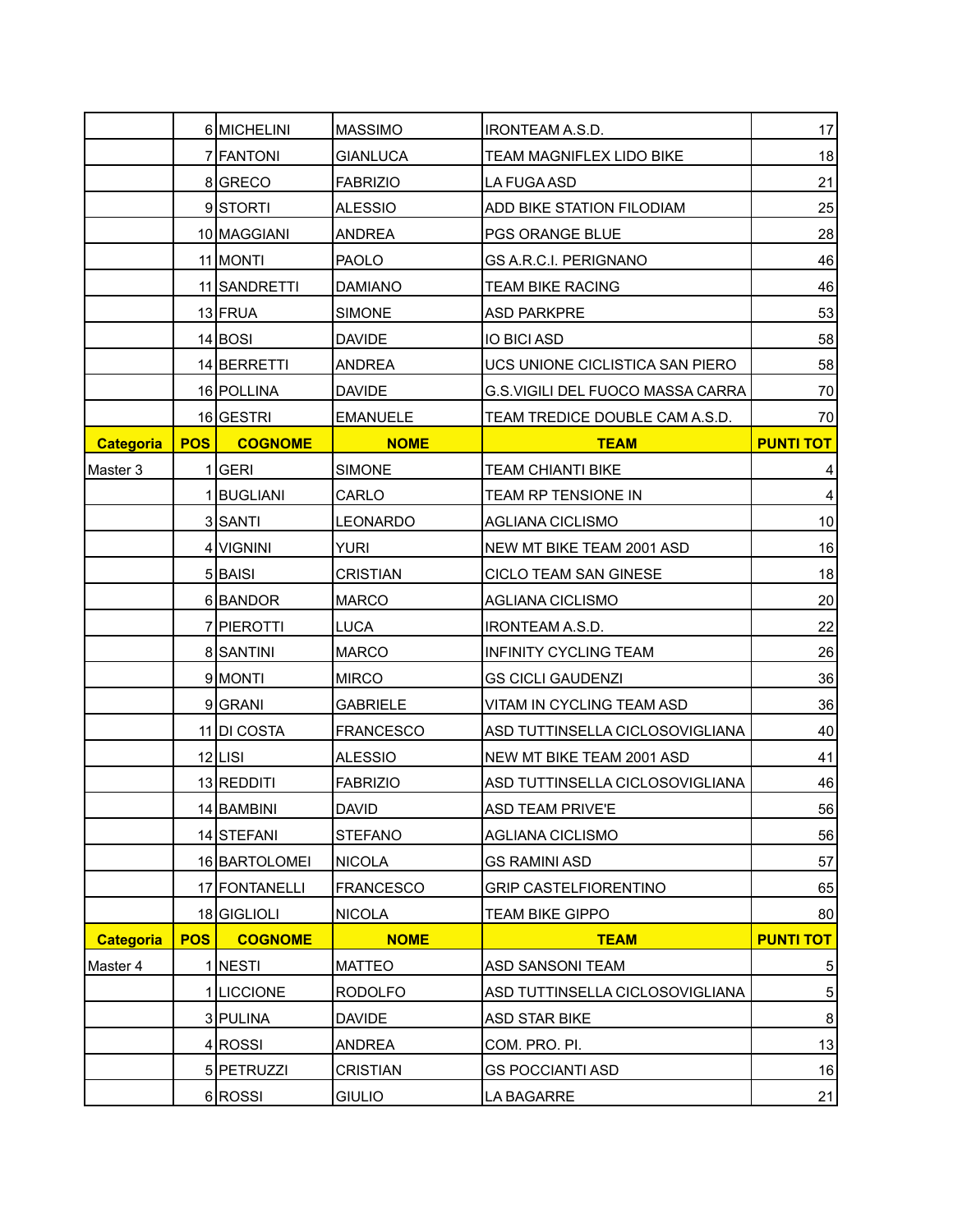|  | POS | COGNOME | NOME | TEAM | PUNTI TOT |
|---|---|---|---|---|---|
|  | 6 | MICHELINI | MASSIMO | IRONTEAM A.S.D. | 17 |
|  | 7 | FANTONI | GIANLUCA | TEAM MAGNIFLEX LIDO BIKE | 18 |
|  | 8 | GRECO | FABRIZIO | LA FUGA ASD | 21 |
|  | 9 | STORTI | ALESSIO | ADD BIKE STATION FILODIAM | 25 |
|  | 10 | MAGGIANI | ANDREA | PGS ORANGE BLUE | 28 |
|  | 11 | MONTI | PAOLO | GS A.R.C.I. PERIGNANO | 46 |
|  | 11 | SANDRETTI | DAMIANO | TEAM BIKE RACING | 46 |
|  | 13 | FRUA | SIMONE | ASD PARKPRE | 53 |
|  | 14 | BOSI | DAVIDE | IO BICI ASD | 58 |
|  | 14 | BERRETTI | ANDREA | UCS UNIONE CICLISTICA SAN PIERO | 58 |
|  | 16 | POLLINA | DAVIDE | G.S.VIGILI DEL FUOCO MASSA CARRA | 70 |
|  | 16 | GESTRI | EMANUELE | TEAM TREDICE DOUBLE CAM A.S.D. | 70 |
| **Categoria** | **POS** | **COGNOME** | **NOME** | **TEAM** | **PUNTI TOT** |
| Master 3 | 1 | GERI | SIMONE | TEAM CHIANTI BIKE | 4 |
|  | 1 | BUGLIANI | CARLO | TEAM RP TENSIONE IN | 4 |
|  | 3 | SANTI | LEONARDO | AGLIANA CICLISMO | 10 |
|  | 4 | VIGNINI | YURI | NEW MT BIKE TEAM 2001 ASD | 16 |
|  | 5 | BAISI | CRISTIAN | CICLO TEAM SAN GINESE | 18 |
|  | 6 | BANDOR | MARCO | AGLIANA CICLISMO | 20 |
|  | 7 | PIEROTTI | LUCA | IRONTEAM A.S.D. | 22 |
|  | 8 | SANTINI | MARCO | INFINITY CYCLING TEAM | 26 |
|  | 9 | MONTI | MIRCO | GS CICLI GAUDENZI | 36 |
|  | 9 | GRANI | GABRIELE | VITAM IN CYCLING TEAM ASD | 36 |
|  | 11 | DI COSTA | FRANCESCO | ASD TUTTINSELLA CICLOSOVIGLIANA | 40 |
|  | 12 | LISI | ALESSIO | NEW MT BIKE TEAM 2001 ASD | 41 |
|  | 13 | REDDITI | FABRIZIO | ASD TUTTINSELLA CICLOSOVIGLIANA | 46 |
|  | 14 | BAMBINI | DAVID | ASD TEAM PRIVE'E | 56 |
|  | 14 | STEFANI | STEFANO | AGLIANA CICLISMO | 56 |
|  | 16 | BARTOLOMEI | NICOLA | GS RAMINI ASD | 57 |
|  | 17 | FONTANELLI | FRANCESCO | GRIP CASTELFIORENTINO | 65 |
|  | 18 | GIGLIOLI | NICOLA | TEAM BIKE GIPPO | 80 |
| **Categoria** | **POS** | **COGNOME** | **NOME** | **TEAM** | **PUNTI TOT** |
| Master 4 | 1 | NESTI | MATTEO | ASD SANSONI TEAM | 5 |
|  | 1 | LICCIONE | RODOLFO | ASD TUTTINSELLA CICLOSOVIGLIANA | 5 |
|  | 3 | PULINA | DAVIDE | ASD STAR BIKE | 8 |
|  | 4 | ROSSI | ANDREA | COM. PRO. PI. | 13 |
|  | 5 | PETRUZZI | CRISTIAN | GS POCCIANTI ASD | 16 |
|  | 6 | ROSSI | GIULIO | LA BAGARRE | 21 |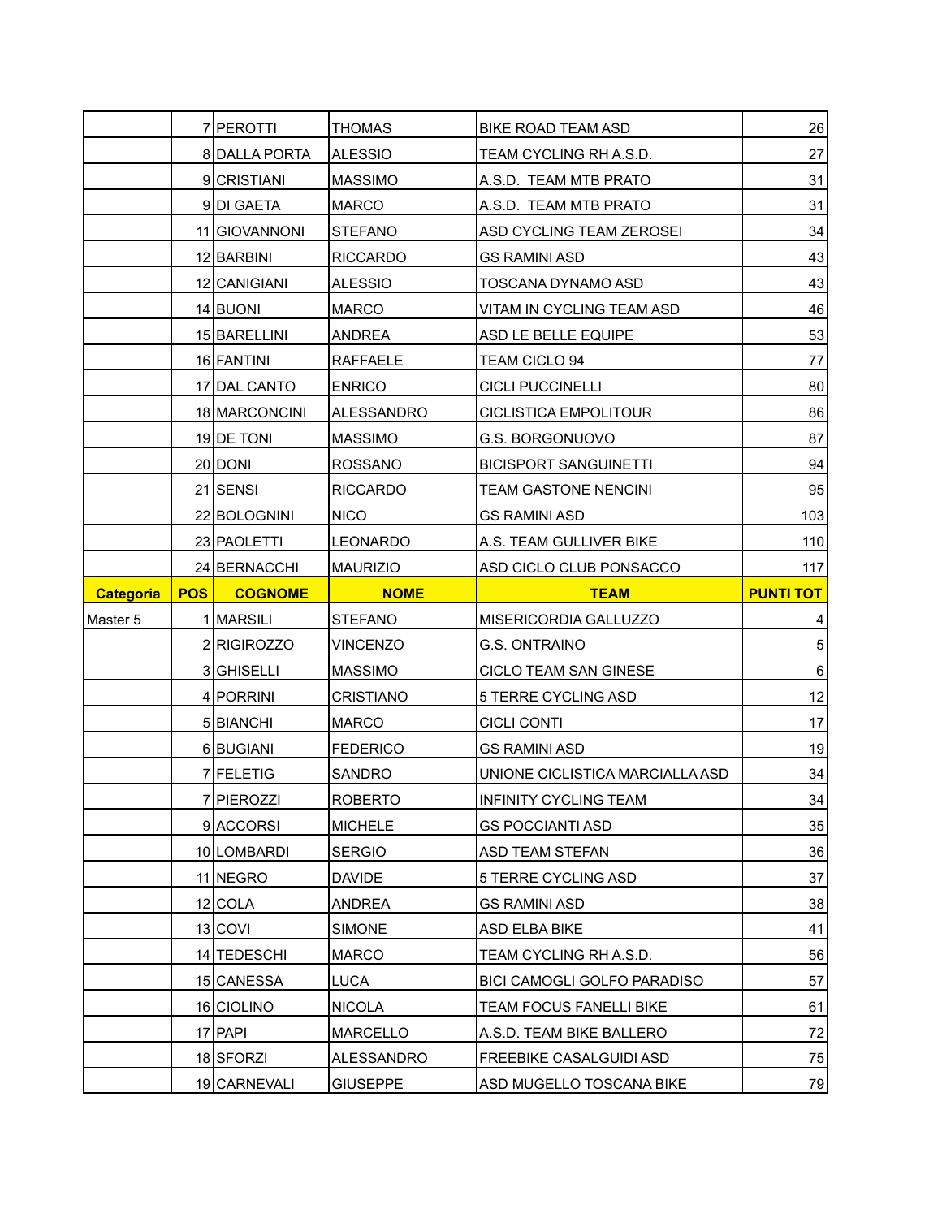|  | 7 | PEROTTI | THOMAS | BIKE ROAD TEAM ASD | 26 |
|---|---|---|---|---|---|
|  | 8 | DALLA PORTA | ALESSIO | TEAM CYCLING RH A.S.D. | 27 |
|  | 9 | CRISTIANI | MASSIMO | A.S.D.  TEAM MTB PRATO | 31 |
|  | 9 | DI GAETA | MARCO | A.S.D.  TEAM MTB PRATO | 31 |
|  | 11 | GIOVANNONI | STEFANO | ASD CYCLING TEAM ZEROSEI | 34 |
|  | 12 | BARBINI | RICCARDO | GS RAMINI ASD | 43 |
|  | 12 | CANIGIANI | ALESSIO | TOSCANA DYNAMO ASD | 43 |
|  | 14 | BUONI | MARCO | VITAM IN CYCLING TEAM ASD | 46 |
|  | 15 | BARELLINI | ANDREA | ASD LE BELLE EQUIPE | 53 |
|  | 16 | FANTINI | RAFFAELE | TEAM CICLO 94 | 77 |
|  | 17 | DAL CANTO | ENRICO | CICLI PUCCINELLI | 80 |
|  | 18 | MARCONCINI | ALESSANDRO | CICLISTICA EMPOLITOUR | 86 |
|  | 19 | DE TONI | MASSIMO | G.S. BORGONUOVO | 87 |
|  | 20 | DONI | ROSSANO | BICISPORT SANGUINETTI | 94 |
|  | 21 | SENSI | RICCARDO | TEAM GASTONE NENCINI | 95 |
|  | 22 | BOLOGNINI | NICO | GS RAMINI ASD | 103 |
|  | 23 | PAOLETTI | LEONARDO | A.S. TEAM GULLIVER BIKE | 110 |
|  | 24 | BERNACCHI | MAURIZIO | ASD CICLO CLUB PONSACCO | 117 |
| **Categoria** | **POS** | **COGNOME** | **NOME** | **TEAM** | **PUNTI TOT** |
| Master 5 | 1 | MARSILI | STEFANO | MISERICORDIA GALLUZZO | 4 |
|  | 2 | RIGIROZZO | VINCENZO | G.S. ONTRAINO | 5 |
|  | 3 | GHISELLI | MASSIMO | CICLO TEAM SAN GINESE | 6 |
|  | 4 | PORRINI | CRISTIANO | 5 TERRE CYCLING ASD | 12 |
|  | 5 | BIANCHI | MARCO | CICLI CONTI | 17 |
|  | 6 | BUGIANI | FEDERICO | GS RAMINI ASD | 19 |
|  | 7 | FELETIG | SANDRO | UNIONE CICLISTICA MARCIALLA ASD | 34 |
|  | 7 | PIEROZZI | ROBERTO | INFINITY CYCLING TEAM | 34 |
|  | 9 | ACCORSI | MICHELE | GS POCCIANTI ASD | 35 |
|  | 10 | LOMBARDI | SERGIO | ASD TEAM STEFAN | 36 |
|  | 11 | NEGRO | DAVIDE | 5 TERRE CYCLING ASD | 37 |
|  | 12 | COLA | ANDREA | GS RAMINI ASD | 38 |
|  | 13 | COVI | SIMONE | ASD ELBA BIKE | 41 |
|  | 14 | TEDESCHI | MARCO | TEAM CYCLING RH A.S.D. | 56 |
|  | 15 | CANESSA | LUCA | BICI CAMOGLI GOLFO PARADISO | 57 |
|  | 16 | CIOLINO | NICOLA | TEAM FOCUS FANELLI BIKE | 61 |
|  | 17 | PAPI | MARCELLO | A.S.D. TEAM BIKE BALLERO | 72 |
|  | 18 | SFORZI | ALESSANDRO | FREEBIKE CASALGUIDI ASD | 75 |
|  | 19 | CARNEVALI | GIUSEPPE | ASD MUGELLO TOSCANA BIKE | 79 |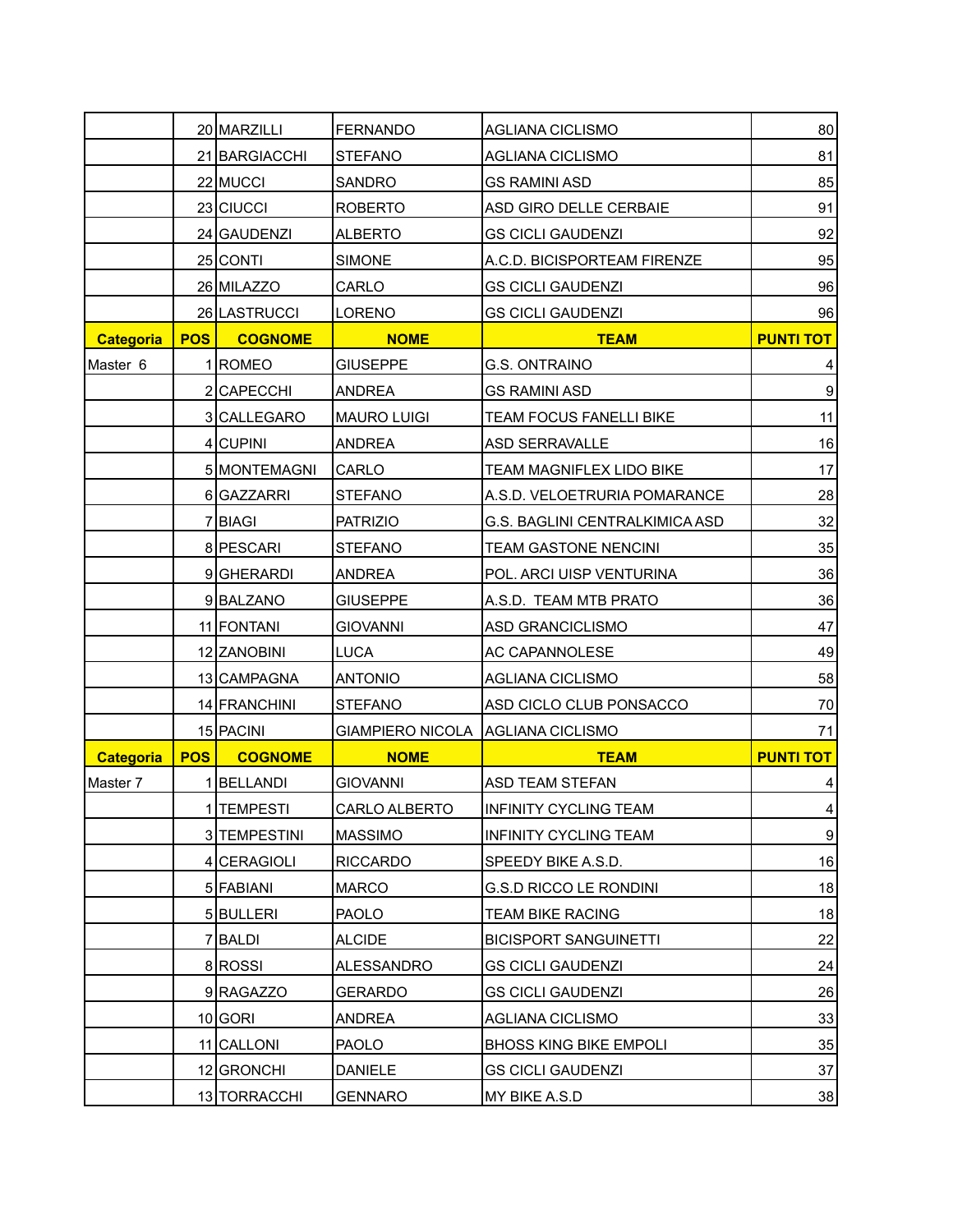| | | | | | |
|---|---|---|---|---|---|
| | 20 | MARZILLI | FERNANDO | AGLIANA CICLISMO | 80 |
| | 21 | BARGIACCHI | STEFANO | AGLIANA CICLISMO | 81 |
| | 22 | MUCCI | SANDRO | GS RAMINI ASD | 85 |
| | 23 | CIUCCI | ROBERTO | ASD GIRO DELLE CERBAIE | 91 |
| | 24 | GAUDENZI | ALBERTO | GS CICLI GAUDENZI | 92 |
| | 25 | CONTI | SIMONE | A.C.D. BICISPORTEAM FIRENZE | 95 |
| | 26 | MILAZZO | CARLO | GS CICLI GAUDENZI | 96 |
| | 26 | LASTRUCCI | LORENO | GS CICLI GAUDENZI | 96 |

| Categoria | POS | COGNOME | NOME | TEAM | PUNTI TOT |
|---|---|---|---|---|---|
| Master 6 | 1 | ROMEO | GIUSEPPE | G.S. ONTRAINO | 4 |
| | 2 | CAPECCHI | ANDREA | GS RAMINI ASD | 9 |
| | 3 | CALLEGARO | MAURO LUIGI | TEAM FOCUS FANELLI BIKE | 11 |
| | 4 | CUPINI | ANDREA | ASD SERRAVALLE | 16 |
| | 5 | MONTEMAGNI | CARLO | TEAM MAGNIFLEX LIDO BIKE | 17 |
| | 6 | GAZZARRI | STEFANO | A.S.D. VELOETRURIA POMARANCE | 28 |
| | 7 | BIAGI | PATRIZIO | G.S. BAGLINI CENTRALKIMICA ASD | 32 |
| | 8 | PESCARI | STEFANO | TEAM GASTONE NENCINI | 35 |
| | 9 | GHERARDI | ANDREA | POL. ARCI UISP VENTURINA | 36 |
| | 9 | BALZANO | GIUSEPPE | A.S.D. TEAM MTB PRATO | 36 |
| | 11 | FONTANI | GIOVANNI | ASD GRANCICLISMO | 47 |
| | 12 | ZANOBINI | LUCA | AC CAPANNOLESE | 49 |
| | 13 | CAMPAGNA | ANTONIO | AGLIANA CICLISMO | 58 |
| | 14 | FRANCHINI | STEFANO | ASD CICLO CLUB PONSACCO | 70 |
| | 15 | PACINI | GIAMPIERO NICOLA | AGLIANA CICLISMO | 71 |

| Categoria | POS | COGNOME | NOME | TEAM | PUNTI TOT |
|---|---|---|---|---|---|
| Master 7 | 1 | BELLANDI | GIOVANNI | ASD TEAM STEFAN | 4 |
| | 1 | TEMPESTI | CARLO ALBERTO | INFINITY CYCLING TEAM | 4 |
| | 3 | TEMPESTINI | MASSIMO | INFINITY CYCLING TEAM | 9 |
| | 4 | CERAGIOLI | RICCARDO | SPEEDY BIKE A.S.D. | 16 |
| | 5 | FABIANI | MARCO | G.S.D RICCO LE RONDINI | 18 |
| | 5 | BULLERI | PAOLO | TEAM BIKE RACING | 18 |
| | 7 | BALDI | ALCIDE | BICISPORT SANGUINETTI | 22 |
| | 8 | ROSSI | ALESSANDRO | GS CICLI GAUDENZI | 24 |
| | 9 | RAGAZZO | GERARDO | GS CICLI GAUDENZI | 26 |
| | 10 | GORI | ANDREA | AGLIANA CICLISMO | 33 |
| | 11 | CALLONI | PAOLO | BHOSS KING BIKE EMPOLI | 35 |
| | 12 | GRONCHI | DANIELE | GS CICLI GAUDENZI | 37 |
| | 13 | TORRACCHI | GENNARO | MY BIKE A.S.D | 38 |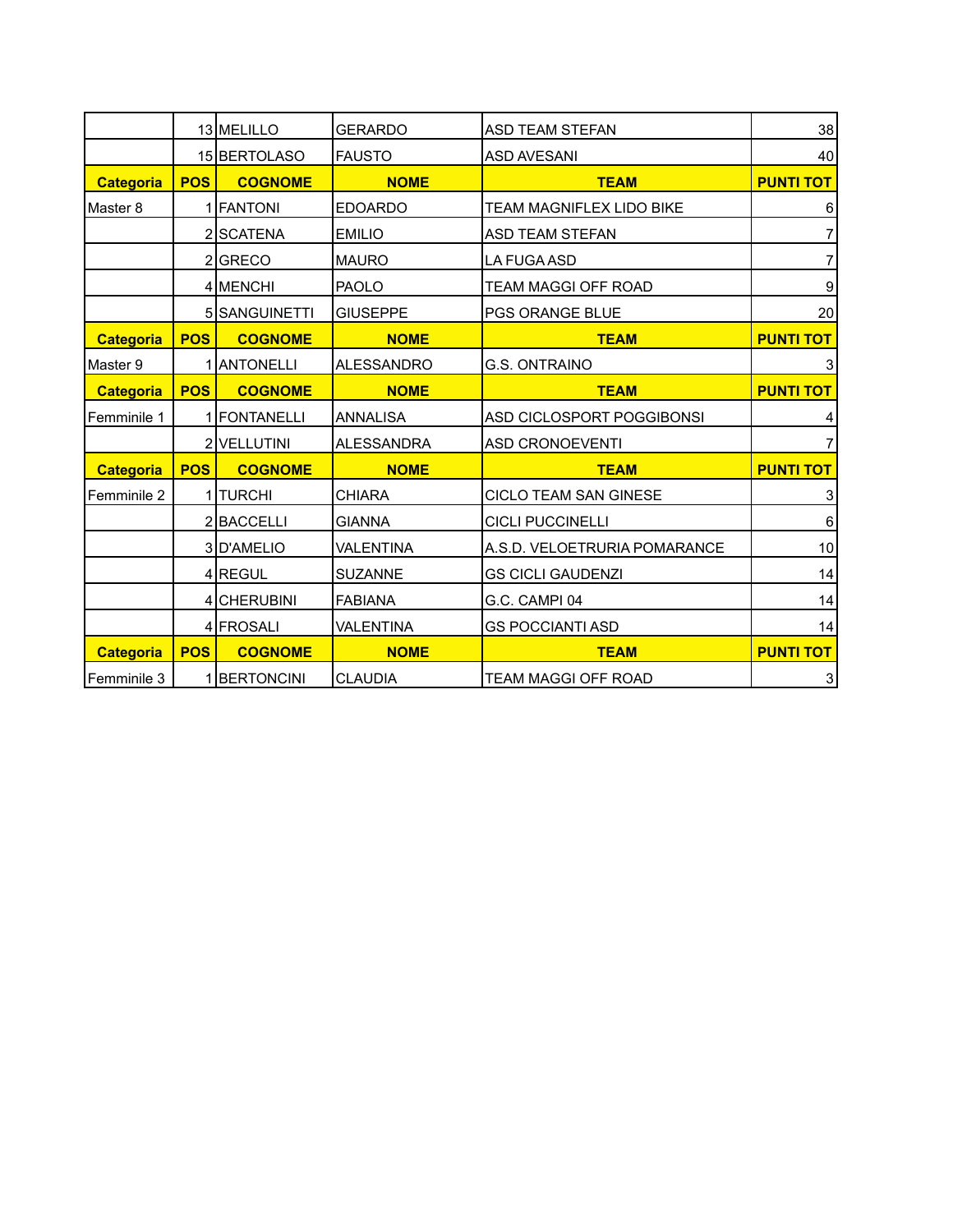| | | | | | |
|---|---|---|---|---|---|
| | 13 | MELILLO | GERARDO | ASD TEAM STEFAN | 38 |
| | 15 | BERTOLASO | FAUSTO | ASD AVESANI | 40 |
| **Categoria** | **POS** | **COGNOME** | **NOME** | **TEAM** | **PUNTI TOT** |
| Master 8 | 1 | FANTONI | EDOARDO | TEAM MAGNIFLEX LIDO BIKE | 6 |
| | 2 | SCATENA | EMILIO | ASD TEAM STEFAN | 7 |
| | 2 | GRECO | MAURO | LA FUGA ASD | 7 |
| | 4 | MENCHI | PAOLO | TEAM MAGGI OFF ROAD | 9 |
| | 5 | SANGUINETTI | GIUSEPPE | PGS ORANGE BLUE | 20 |
| **Categoria** | **POS** | **COGNOME** | **NOME** | **TEAM** | **PUNTI TOT** |
| Master 9 | 1 | ANTONELLI | ALESSANDRO | G.S. ONTRAINO | 3 |
| **Categoria** | **POS** | **COGNOME** | **NOME** | **TEAM** | **PUNTI TOT** |
| Femminile 1 | 1 | FONTANELLI | ANNALISA | ASD CICLOSPORT POGGIBONSI | 4 |
| | 2 | VELLUTINI | ALESSANDRA | ASD CRONOEVENTI | 7 |
| **Categoria** | **POS** | **COGNOME** | **NOME** | **TEAM** | **PUNTI TOT** |
| Femminile 2 | 1 | TURCHI | CHIARA | CICLO TEAM SAN GINESE | 3 |
| | 2 | BACCELLI | GIANNA | CICLI PUCCINELLI | 6 |
| | 3 | D'AMELIO | VALENTINA | A.S.D. VELOETRURIA POMARANCE | 10 |
| | 4 | REGUL | SUZANNE | GS CICLI GAUDENZI | 14 |
| | 4 | CHERUBINI | FABIANA | G.C. CAMPI 04 | 14 |
| | 4 | FROSALI | VALENTINA | GS POCCIANTI ASD | 14 |
| **Categoria** | **POS** | **COGNOME** | **NOME** | **TEAM** | **PUNTI TOT** |
| Femminile 3 | 1 | BERTONCINI | CLAUDIA | TEAM MAGGI OFF ROAD | 3 |